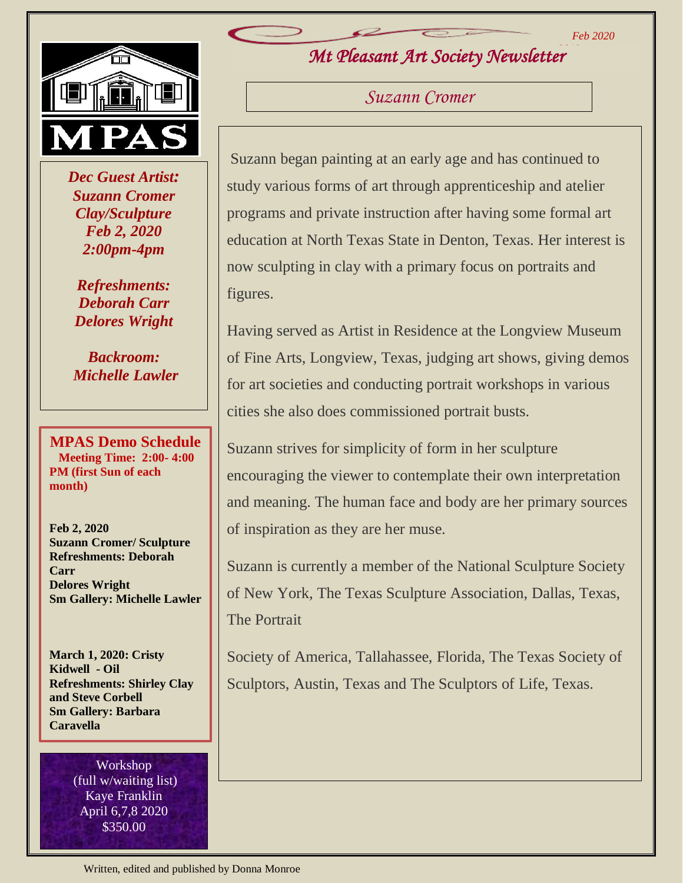Feb 2020

# Mt Pleasant Art Society Newsletter

MPAS

***Dec Guest Artist:***
***Suzann Cromer***
***Clay/Sculpture***
***Feb 2, 2020***
***2:00pm-4pm***

***Refreshments:***
***Deborah Carr***
***Delores Wright***

***Backroom:***
***Michelle Lawler***

## MPAS Demo Schedule

**Meeting Time: 2:00- 4:00 PM (first Sun of each month)**

**Feb 2, 2020**
**Suzann Cromer/ Sculpture**
**Refreshments: Deborah Carr**
**Delores Wright**
**Sm Gallery: Michelle Lawler**

**March 1, 2020: Cristy Kidwell - Oil**
**Refreshments: Shirley Clay and Steve Corbell**
**Sm Gallery: Barbara Caravella**

Workshop
(full w/waiting list)
Kaye Franklin
April 6,7,8 2020
$350.00

## Suzann Cromer

Suzann began painting at an early age and has continued to study various forms of art through apprenticeship and atelier programs and private instruction after having some formal art education at North Texas State in Denton, Texas. Her interest is now sculpting in clay with a primary focus on portraits and figures.

Having served as Artist in Residence at the Longview Museum of Fine Arts, Longview, Texas, judging art shows, giving demos for art societies and conducting portrait workshops in various cities she also does commissioned portrait busts.

Suzann strives for simplicity of form in her sculpture encouraging the viewer to contemplate their own interpretation and meaning. The human face and body are her primary sources of inspiration as they are her muse.

Suzann is currently a member of the National Sculpture Society of New York, The Texas Sculpture Association, Dallas, Texas, The Portrait

Society of America, Tallahassee, Florida, The Texas Society of Sculptors, Austin, Texas and The Sculptors of Life, Texas.

Written, edited and published by Donna Monroe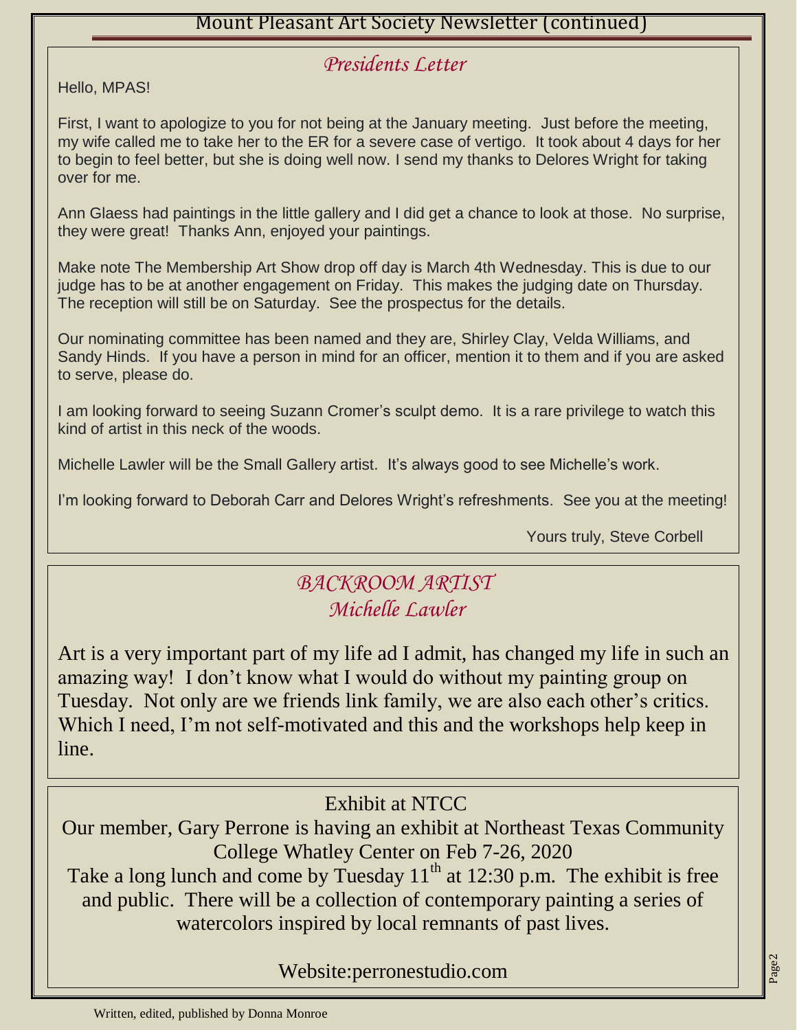## Presidents Letter

Hello, MPAS!

First, I want to apologize to you for not being at the January meeting. Just before the meeting, my wife called me to take her to the ER for a severe case of vertigo. It took about 4 days for her to begin to feel better, but she is doing well now. I send my thanks to Delores Wright for taking over for me.

Ann Glaess had paintings in the little gallery and I did get a chance to look at those. No surprise, they were great! Thanks Ann, enjoyed your paintings.

Make note The Membership Art Show drop off day is March 4th Wednesday. This is due to our judge has to be at another engagement on Friday. This makes the judging date on Thursday. The reception will still be on Saturday. See the prospectus for the details.

Our nominating committee has been named and they are, Shirley Clay, Velda Williams, and Sandy Hinds. If you have a person in mind for an officer, mention it to them and if you are asked to serve, please do.

I am looking forward to seeing Suzann Cromer's sculpt demo. It is a rare privilege to watch this kind of artist in this neck of the woods.

Michelle Lawler will be the Small Gallery artist. It's always good to see Michelle's work.

I'm looking forward to Deborah Carr and Delores Wright's refreshments. See you at the meeting!

Yours truly, Steve Corbell

## BACKROOM ARTIST
## Michelle Lawler

Art is a very important part of my life ad I admit, has changed my life in such an amazing way! I don't know what I would do without my painting group on Tuesday. Not only are we friends link family, we are also each other's critics. Which I need, I'm not self-motivated and this and the workshops help keep in line.

## Exhibit at NTCC

Our member, Gary Perrone is having an exhibit at Northeast Texas Community College Whatley Center on Feb 7-26, 2020

Take a long lunch and come by Tuesday 11th at 12:30 p.m. The exhibit is free and public. There will be a collection of contemporary painting a series of watercolors inspired by local remnants of past lives.

Website:perronestudio.com

Written, edited, published by Donna Monroe